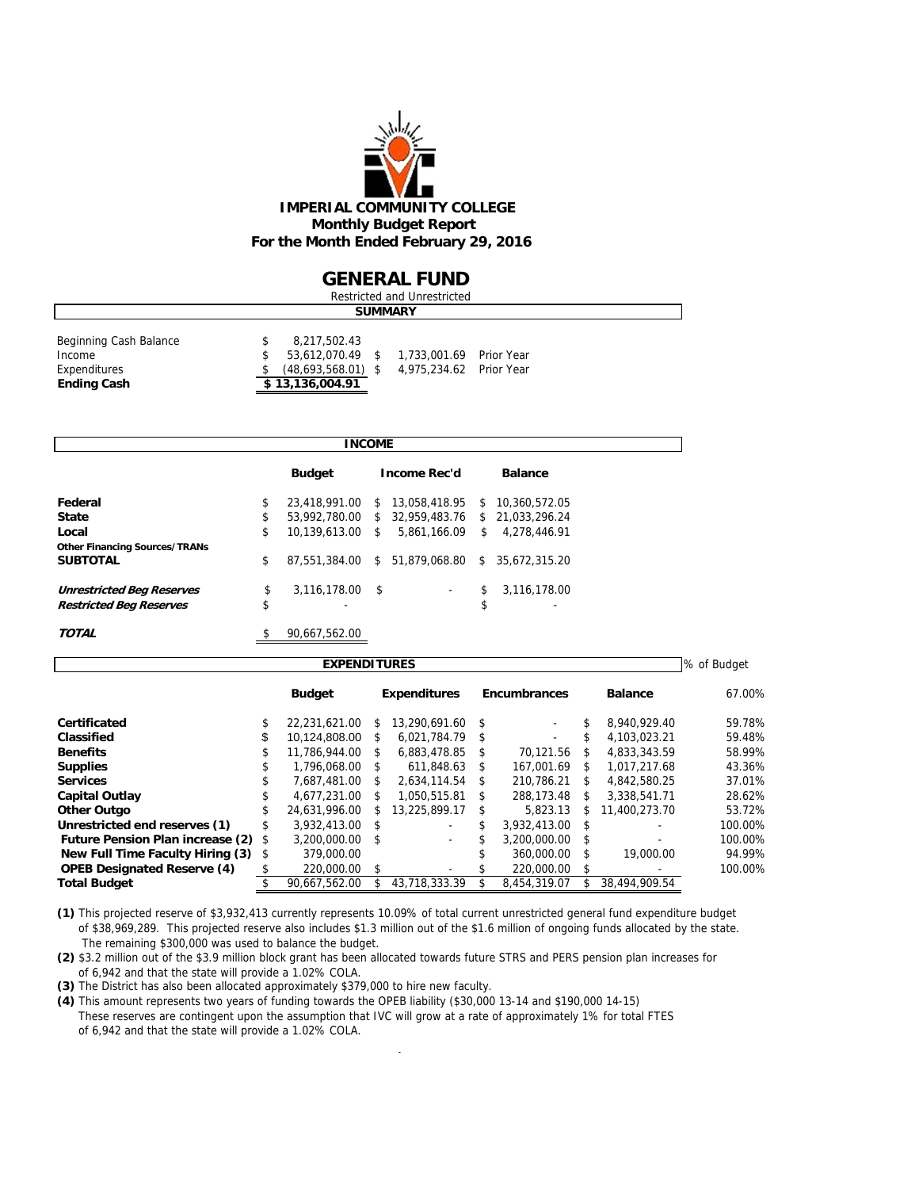# IMPERIAL COMMUNITY COLLEGE

## Monthly Budget Report

### For the Month Ended February 29, 2016

## GENERAL FUND

Restricted and Unrestricted

### SUMMARY

| | | | |
|---|---|---|---|
| Beginning Cash Balance | $ 8,217,502.43 | | |
| Income | $ 53,612,070.49 | $ 1,733,001.69 | Prior Year |
| Expenditures | $ (48,693,568.01) | $ 4,975,234.62 | Prior Year |
| **Ending Cash** | **$ 13,136,004.91** | | |

### INCOME

| | Budget | Income Rec'd | Balance |
|---|---|---|---|
| **Federal** | $ 23,418,991.00 | $ 13,058,418.95 | $ 10,360,572.05 |
| **State** | $ 53,992,780.00 | $ 32,959,483.76 | $ 21,033,296.24 |
| **Local** | $ 10,139,613.00 | $ 5,861,166.09 | $ 4,278,446.91 |
| **Other Financing Sources/TRANs** | | | |
| **SUBTOTAL** | $ 87,551,384.00 | $ 51,879,068.80 | $ 35,672,315.20 |
| ***Unrestricted Beg Reserves*** | $ 3,116,178.00 | $ - | $ 3,116,178.00 |
| ***Restricted Beg Reserves*** | $ - | | $ - |
| ***TOTAL*** | $ 90,667,562.00 | | |

### EXPENDITURES

| | Budget | Expenditures | Encumbrances | Balance | % of Budget 67.00% |
|---|---|---|---|---|---|
| **Certificated** | $ 22,231,621.00 | $ 13,290,691.60 | $ - | $ 8,940,929.40 | 59.78% |
| **Classified** | $ 10,124,808.00 | $ 6,021,784.79 | $ - | $ 4,103,023.21 | 59.48% |
| **Benefits** | $ 11,786,944.00 | $ 6,883,478.85 | $ 70,121.56 | $ 4,833,343.59 | 58.99% |
| **Supplies** | $ 1,796,068.00 | $ 611,848.63 | $ 167,001.69 | $ 1,017,217.68 | 43.36% |
| **Services** | $ 7,687,481.00 | $ 2,634,114.54 | $ 210,786.21 | $ 4,842,580.25 | 37.01% |
| **Capital Outlay** | $ 4,677,231.00 | $ 1,050,515.81 | $ 288,173.48 | $ 3,338,541.71 | 28.62% |
| **Other Outgo** | $ 24,631,996.00 | $ 13,225,899.17 | $ 5,823.13 | $ 11,400,273.70 | 53.72% |
| **Unrestricted end reserves (1)** | $ 3,932,413.00 | $ - | $ 3,932,413.00 | $ - | 100.00% |
| **Future Pension Plan increase (2)** | $ 3,200,000.00 | $ - | $ 3,200,000.00 | $ - | 100.00% |
| **New Full Time Faculty Hiring (3)** | $ 379,000.00 | | $ 360,000.00 | $ 19,000.00 | 94.99% |
| **OPEB Designated Reserve (4)** | $ 220,000.00 | $ - | $ 220,000.00 | $ - | 100.00% |
| **Total Budget** | $ 90,667,562.00 | $ 43,718,333.39 | $ 8,454,319.07 | $ 38,494,909.54 | |

**(1)** This projected reserve of $3,932,413 currently represents 10.09% of total current unrestricted general fund expenditure budget of $38,969,289. This projected reserve also includes $1.3 million out of the $1.6 million of ongoing funds allocated by the state. The remaining $300,000 was used to balance the budget.

**(2)** $3.2 million out of the $3.9 million block grant has been allocated towards future STRS and PERS pension plan increases for of 6,942 and that the state will provide a 1.02% COLA.

**(3)** The District has also been allocated approximately $379,000 to hire new faculty.

**(4)** This amount represents two years of funding towards the OPEB liability ($30,000 13-14 and $190,000 14-15) These reserves are contingent upon the assumption that IVC will grow at a rate of approximately 1% for total FTES of 6,942 and that the state will provide a 1.02% COLA.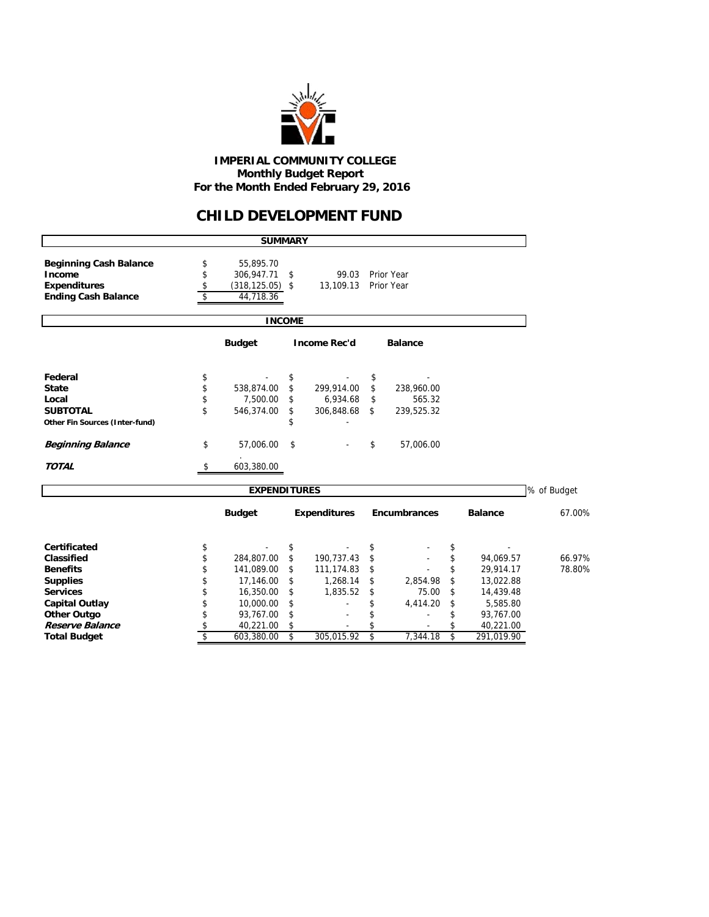**IMPERIAL COMMUNITY COLLEGE**
**Monthly Budget Report**
**For the Month Ended February 29, 2016**

# CHILD DEVELOPMENT FUND

## SUMMARY

| | | | |
|---|---|---|---|
| **Beginning Cash Balance** | $ 55,895.70 | | |
| **Income** | $ 306,947.71 | $ 99.03 | Prior Year |
| **Expenditures** | $ (318,125.05) | $ 13,109.13 | Prior Year |
| **Ending Cash Balance** | $ 44,718.36 | | |

## INCOME

| | Budget | Income Rec'd | Balance |
|---|---|---|---|
| **Federal** | $ - | $ - | $ - |
| **State** | $ 538,874.00 | $ 299,914.00 | $ 238,960.00 |
| **Local** | $ 7,500.00 | $ 6,934.68 | $ 565.32 |
| **SUBTOTAL** | $ 546,374.00 | $ 306,848.68 | $ 239,525.32 |
| **Other Fin Sources (Inter-fund)** | | $ - | |
| ***Beginning Balance*** | $ 57,006.00 | $ - | $ 57,006.00 |
| ***TOTAL*** | $ 603,380.00 | | |

## EXPENDITURES

| | Budget | Expenditures | Encumbrances | Balance | % of Budget |
|---|---|---|---|---|---|
| | | | | | 67.00% |
| **Certificated** | $ - | $ - | $ - | $ - | |
| **Classified** | $ 284,807.00 | $ 190,737.43 | $ - | $ 94,069.57 | 66.97% |
| **Benefits** | $ 141,089.00 | $ 111,174.83 | $ - | $ 29,914.17 | 78.80% |
| **Supplies** | $ 17,146.00 | $ 1,268.14 | $ 2,854.98 | $ 13,022.88 | |
| **Services** | $ 16,350.00 | $ 1,835.52 | $ 75.00 | $ 14,439.48 | |
| **Capital Outlay** | $ 10,000.00 | $ - | $ 4,414.20 | $ 5,585.80 | |
| **Other Outgo** | $ 93,767.00 | $ - | $ - | $ 93,767.00 | |
| ***Reserve Balance*** | $ 40,221.00 | $ - | $ - | $ 40,221.00 | |
| **Total Budget** | $ 603,380.00 | $ 305,015.92 | $ 7,344.18 | $ 291,019.90 | |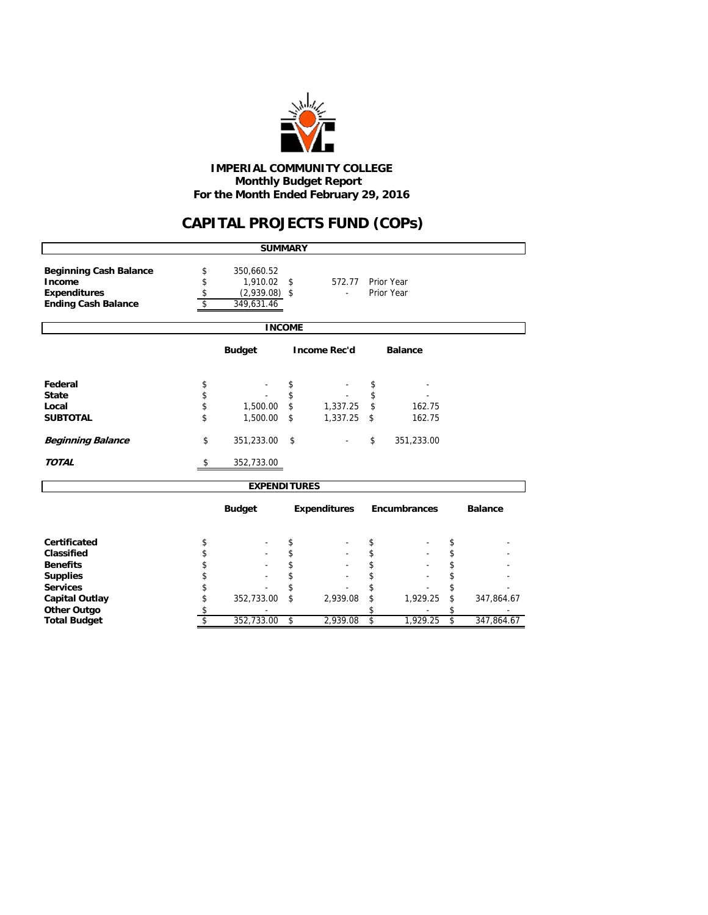**IMPERIAL COMMUNITY COLLEGE**
**Monthly Budget Report**
**For the Month Ended February 29, 2016**

# CAPITAL PROJECTS FUND (COPs)

## SUMMARY

| | | | |
|---|---|---|---|
| **Beginning Cash Balance** | $ 350,660.52 | | |
| **Income** | $ 1,910.02 | $ 572.77 | Prior Year |
| **Expenditures** | $ (2,939.08) | $ - | Prior Year |
| **Ending Cash Balance** | $ 349,631.46 | | |

## INCOME

| | Budget | Income Rec'd | Balance |
|---|---|---|---|
| **Federal** | $ - | $ - | $ - |
| **State** | $ - | $ - | $ - |
| **Local** | $ 1,500.00 | $ 1,337.25 | $ 162.75 |
| **SUBTOTAL** | $ 1,500.00 | $ 1,337.25 | $ 162.75 |
| ***Beginning Balance*** | $ 351,233.00 | $ - | $ 351,233.00 |
| ***TOTAL*** | $ 352,733.00 | | |

## EXPENDITURES

| | Budget | Expenditures | Encumbrances | Balance |
|---|---|---|---|---|
| **Certificated** | $ - | $ - | $ - | $ - |
| **Classified** | $ - | $ - | $ - | $ - |
| **Benefits** | $ - | $ - | $ - | $ - |
| **Supplies** | $ - | $ - | $ - | $ - |
| **Services** | $ - | $ - | $ - | $ - |
| **Capital Outlay** | $ 352,733.00 | $ 2,939.08 | $ 1,929.25 | $ 347,864.67 |
| **Other Outgo** | $ - | | $ - | $ - |
| **Total Budget** | $ 352,733.00 | $ 2,939.08 | $ 1,929.25 | $ 347,864.67 |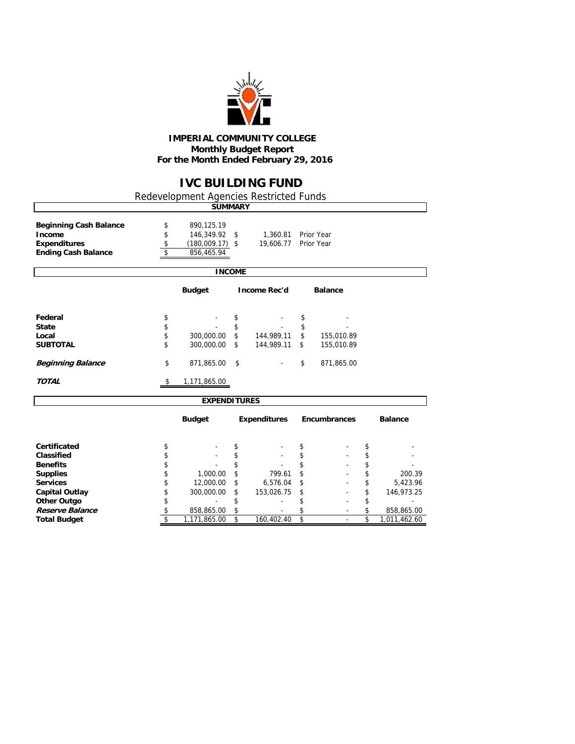**IMPERIAL COMMUNITY COLLEGE**
**Monthly Budget Report**
**For the Month Ended February 29, 2016**

# IVC BUILDING FUND

Redevelopment Agencies Restricted Funds

## SUMMARY

| | | | |
|---|---|---|---|
| **Beginning Cash Balance** | $ 890,125.19 | | |
| **Income** | $ 146,349.92 | $ 1,360.81 | Prior Year |
| **Expenditures** | $ (180,009.17) | $ 19,606.77 | Prior Year |
| **Ending Cash Balance** | $ 856,465.94 | | |

## INCOME

| | Budget | Income Rec'd | Balance |
|---|---|---|---|
| **Federal** | $ - | $ - | $ - |
| **State** | $ - | $ - | $ - |
| **Local** | $ 300,000.00 | $ 144,989.11 | $ 155,010.89 |
| **SUBTOTAL** | $ 300,000.00 | $ 144,989.11 | $ 155,010.89 |
| ***Beginning Balance*** | $ 871,865.00 | $ - | $ 871,865.00 |
| ***TOTAL*** | $ 1,171,865.00 | | |

## EXPENDITURES

| | Budget | Expenditures | Encumbrances | Balance |
|---|---|---|---|---|
| **Certificated** | $ - | $ - | $ - | $ - |
| **Classified** | $ - | $ - | $ - | $ - |
| **Benefits** | $ - | $ - | $ - | $ - |
| **Supplies** | $ 1,000.00 | $ 799.61 | $ - | $ 200.39 |
| **Services** | $ 12,000.00 | $ 6,576.04 | $ - | $ 5,423.96 |
| **Capital Outlay** | $ 300,000.00 | $ 153,026.75 | $ - | $ 146,973.25 |
| **Other Outgo** | $ - | $ - | $ - | $ - |
| ***Reserve Balance*** | $ 858,865.00 | $ - | $ - | $ 858,865.00 |
| **Total Budget** | $ 1,171,865.00 | $ 160,402.40 | $ - | $ 1,011,462.60 |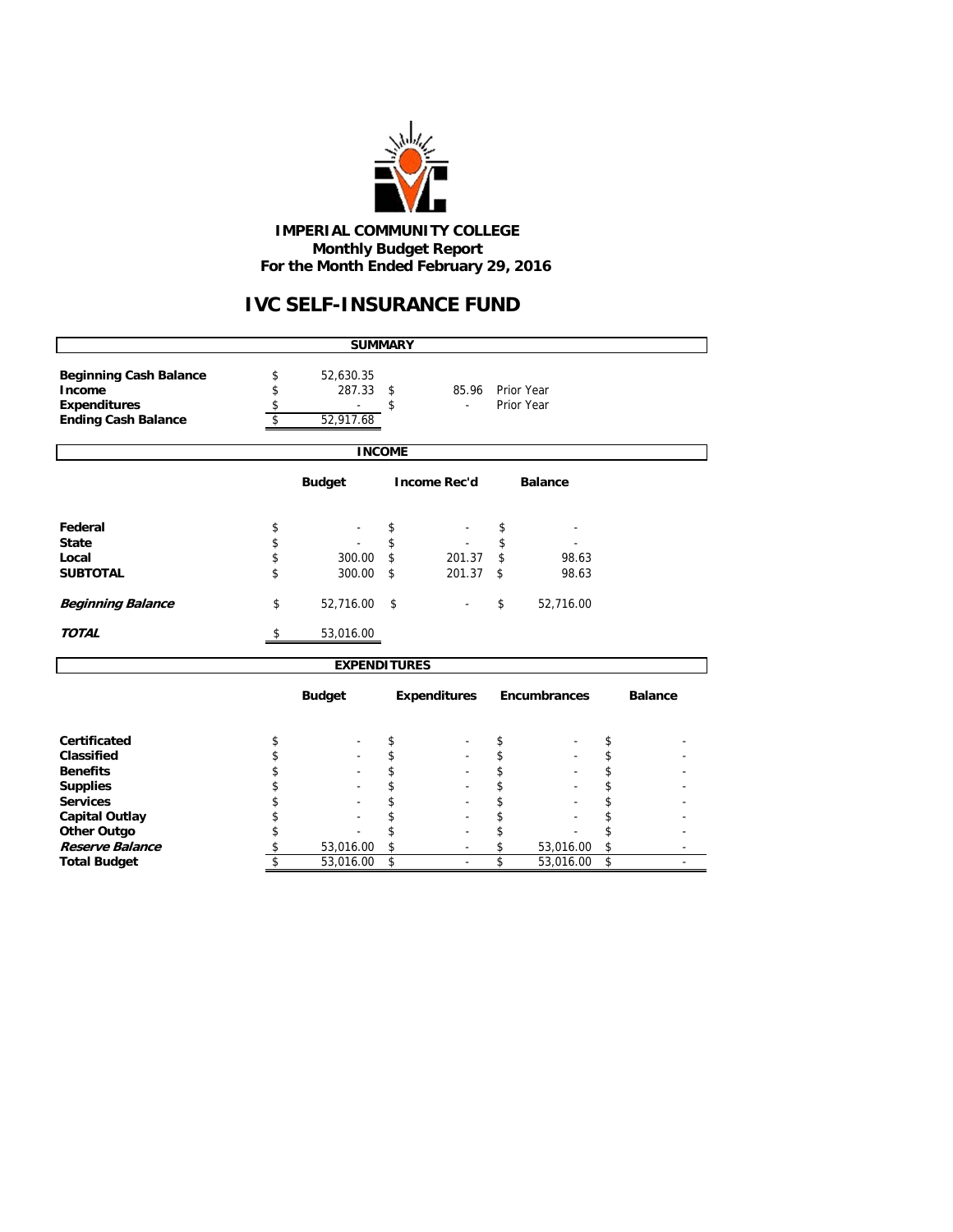**IMPERIAL COMMUNITY COLLEGE**
**Monthly Budget Report**
**For the Month Ended February 29, 2016**

# IVC SELF-INSURANCE FUND

## SUMMARY

| | | | |
|---|---|---|---|
| **Beginning Cash Balance** | $ 52,630.35 | | |
| **Income** | $ 287.33 | $ 85.96 | Prior Year |
| **Expenditures** | $ - | $ - | Prior Year |
| **Ending Cash Balance** | $ 52,917.68 | | |

## INCOME

| | Budget | Income Rec'd | Balance |
|---|---|---|---|
| **Federal** | $ - | $ - | $ - |
| **State** | $ - | $ - | $ - |
| **Local** | $ 300.00 | $ 201.37 | $ 98.63 |
| **SUBTOTAL** | $ 300.00 | $ 201.37 | $ 98.63 |
| ***Beginning Balance*** | $ 52,716.00 | $ - | $ 52,716.00 |
| ***TOTAL*** | $ 53,016.00 | | |

## EXPENDITURES

| | Budget | Expenditures | Encumbrances | Balance |
|---|---|---|---|---|
| **Certificated** | $ - | $ - | $ - | $ - |
| **Classified** | $ - | $ - | $ - | $ - |
| **Benefits** | $ - | $ - | $ - | $ - |
| **Supplies** | $ - | $ - | $ - | $ - |
| **Services** | $ - | $ - | $ - | $ - |
| **Capital Outlay** | $ - | $ - | $ - | $ - |
| **Other Outgo** | $ - | $ - | $ - | $ - |
| ***Reserve Balance*** | $ 53,016.00 | $ - | $ 53,016.00 | $ - |
| **Total Budget** | $ 53,016.00 | $ - | $ 53,016.00 | $ - |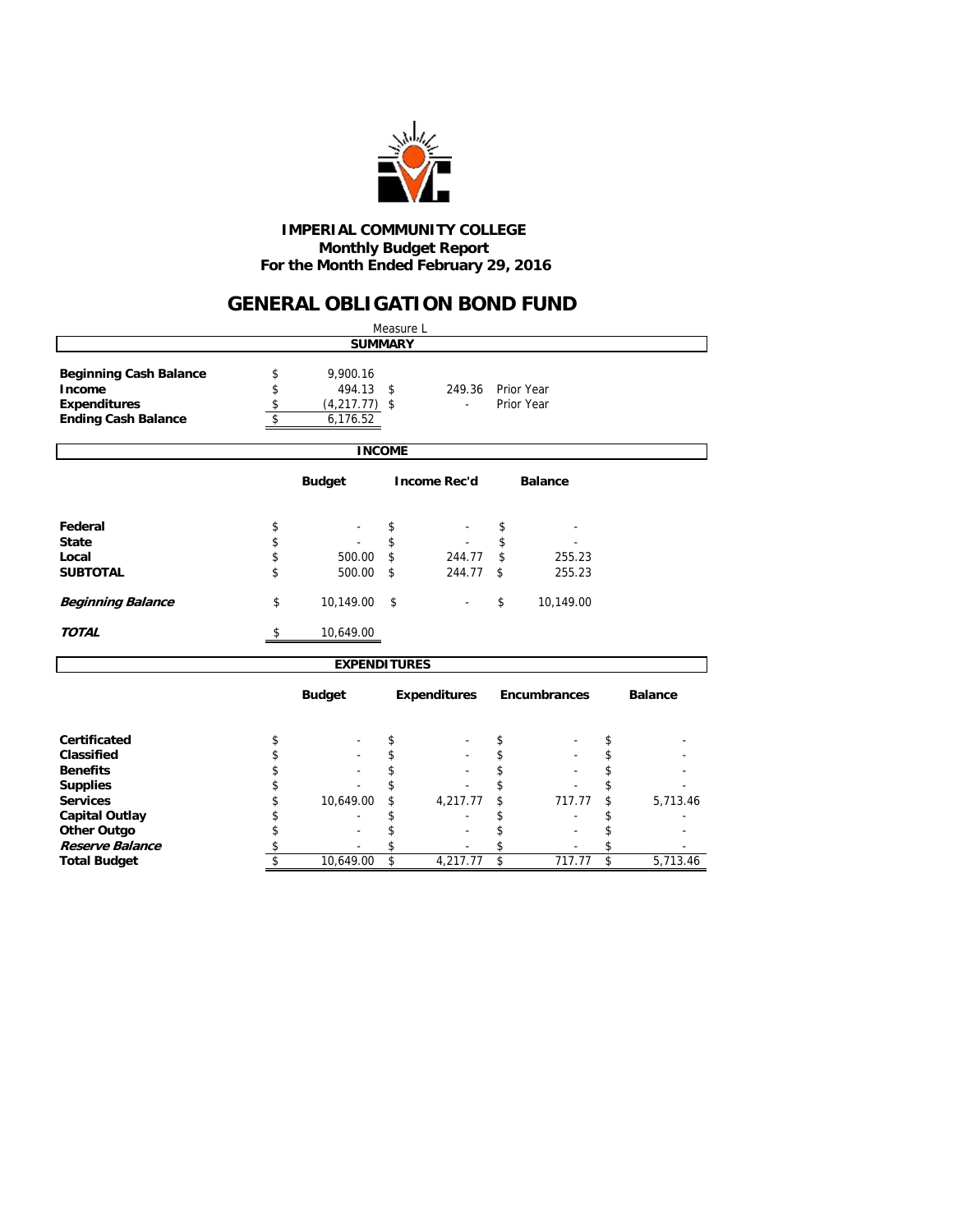# IMPERIAL COMMUNITY COLLEGE

**Monthly Budget Report**
**For the Month Ended February 29, 2016**

## GENERAL OBLIGATION BOND FUND

Measure L

### SUMMARY

| | | | |
|---|---|---|---|
| **Beginning Cash Balance** | $ 9,900.16 | | |
| **Income** | $ 494.13 | $ 249.36 | Prior Year |
| **Expenditures** | $ (4,217.77) | $ - | Prior Year |
| **Ending Cash Balance** | $ 6,176.52 | | |

### INCOME

| | Budget | Income Rec'd | Balance |
|---|---|---|---|
| **Federal** | $ - | $ - | $ - |
| **State** | $ - | $ - | $ - |
| **Local** | $ 500.00 | $ 244.77 | $ 255.23 |
| **SUBTOTAL** | $ 500.00 | $ 244.77 | $ 255.23 |
| ***Beginning Balance*** | $ 10,149.00 | $ - | $ 10,149.00 |
| ***TOTAL*** | $ 10,649.00 | | |

### EXPENDITURES

| | Budget | Expenditures | Encumbrances | Balance |
|---|---|---|---|---|
| **Certificated** | $ - | $ - | $ - | $ - |
| **Classified** | $ - | $ - | $ - | $ - |
| **Benefits** | $ - | $ - | $ - | $ - |
| **Supplies** | $ - | $ - | $ - | $ - |
| **Services** | $ 10,649.00 | $ 4,217.77 | $ 717.77 | $ 5,713.46 |
| **Capital Outlay** | $ - | $ - | $ - | $ - |
| **Other Outgo** | $ - | $ - | $ - | $ - |
| ***Reserve Balance*** | $ - | $ - | $ - | $ - |
| **Total Budget** | $ 10,649.00 | $ 4,217.77 | $ 717.77 | $ 5,713.46 |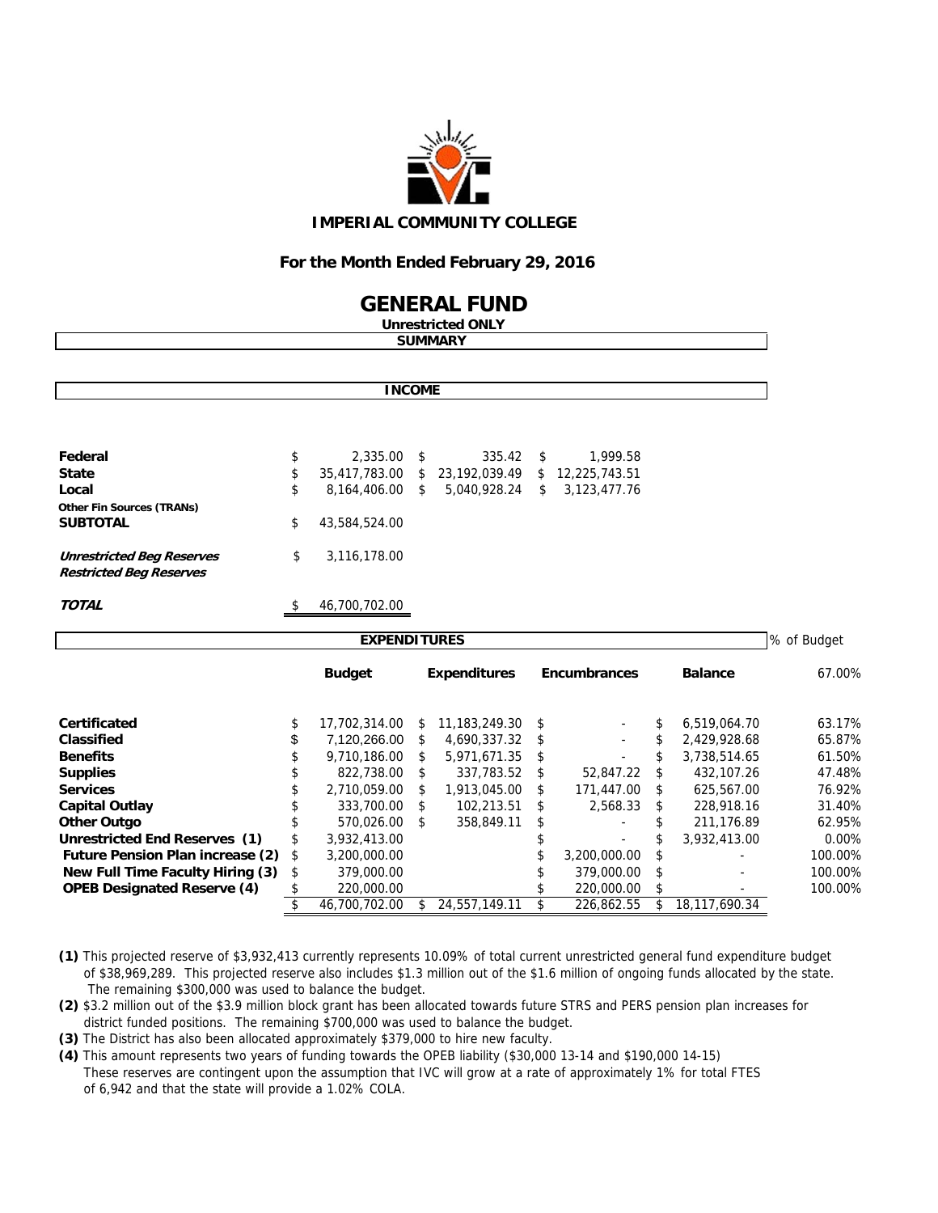# IMPERIAL COMMUNITY COLLEGE

## For the Month Ended February 29, 2016

## GENERAL FUND

**Unrestricted ONLY**

**SUMMARY**

### INCOME

| | | | |
|---|---|---|---|
| **Federal** | $ 2,335.00 | $ 335.42 | $ 1,999.58 |
| **State** | $ 35,417,783.00 | $ 23,192,039.49 | $ 12,225,743.51 |
| **Local** | $ 8,164,406.00 | $ 5,040,928.24 | $ 3,123,477.76 |
| **Other Fin Sources (TRANs)** | | | |
| **SUBTOTAL** | $ 43,584,524.00 | | |
| ***Unrestricted Beg Reserves*** | $ 3,116,178.00 | | |
| ***Restricted Beg Reserves*** | | | |
| ***TOTAL*** | $ 46,700,702.00 | | |

### EXPENDITURES

| | Budget | Expenditures | Encumbrances | Balance | % of Budget 67.00% |
|---|---|---|---|---|---|
| **Certificated** | $ 17,702,314.00 | $ 11,183,249.30 | $ - | $ 6,519,064.70 | 63.17% |
| **Classified** | $ 7,120,266.00 | $ 4,690,337.32 | $ - | $ 2,429,928.68 | 65.87% |
| **Benefits** | $ 9,710,186.00 | $ 5,971,671.35 | $ - | $ 3,738,514.65 | 61.50% |
| **Supplies** | $ 822,738.00 | $ 337,783.52 | $ 52,847.22 | $ 432,107.26 | 47.48% |
| **Services** | $ 2,710,059.00 | $ 1,913,045.00 | $ 171,447.00 | $ 625,567.00 | 76.92% |
| **Capital Outlay** | $ 333,700.00 | $ 102,213.51 | $ 2,568.33 | $ 228,918.16 | 31.40% |
| **Other Outgo** | $ 570,026.00 | $ 358,849.11 | $ - | $ 211,176.89 | 62.95% |
| **Unrestricted End Reserves (1)** | $ 3,932,413.00 | | $ - | $ 3,932,413.00 | 0.00% |
| **Future Pension Plan increase (2)** | $ 3,200,000.00 | | $ 3,200,000.00 | $ - | 100.00% |
| **New Full Time Faculty Hiring (3)** | $ 379,000.00 | | $ 379,000.00 | $ - | 100.00% |
| **OPEB Designated Reserve (4)** | $ 220,000.00 | | $ 220,000.00 | $ - | 100.00% |
| | $ 46,700,702.00 | $ 24,557,149.11 | $ 226,862.55 | $ 18,117,690.34 | |

**(1)** This projected reserve of $3,932,413 currently represents 10.09% of total current unrestricted general fund expenditure budget of $38,969,289. This projected reserve also includes $1.3 million out of the $1.6 million of ongoing funds allocated by the state. The remaining $300,000 was used to balance the budget.

**(2)** $3.2 million out of the $3.9 million block grant has been allocated towards future STRS and PERS pension plan increases for district funded positions. The remaining $700,000 was used to balance the budget.

**(3)** The District has also been allocated approximately $379,000 to hire new faculty.

**(4)** This amount represents two years of funding towards the OPEB liability ($30,000 13-14 and $190,000 14-15) These reserves are contingent upon the assumption that IVC will grow at a rate of approximately 1% for total FTES of 6,942 and that the state will provide a 1.02% COLA.